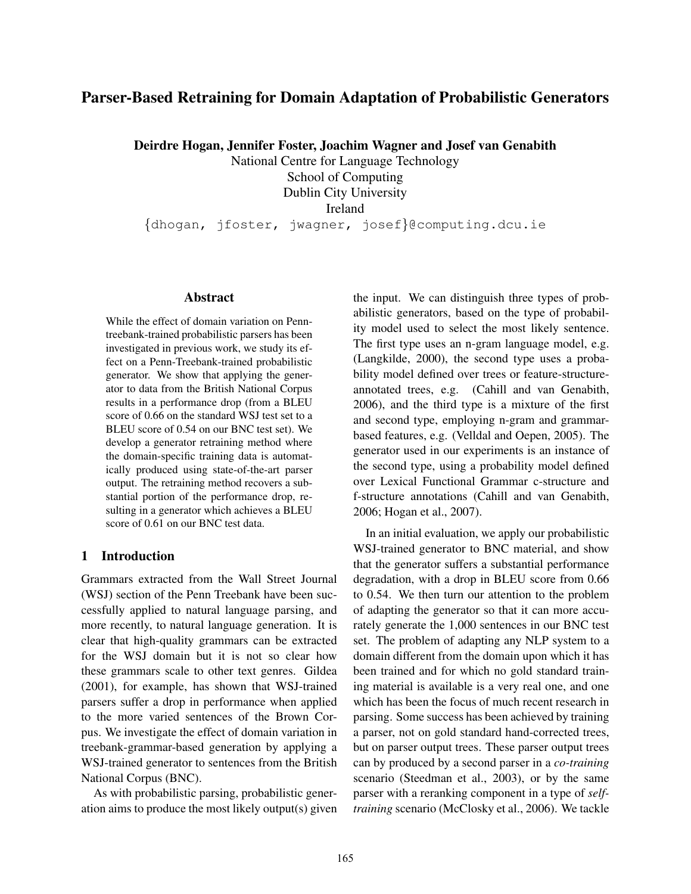# Parser-Based Retraining for Domain Adaptation of Probabilistic Generators

**Deirdre Hogan, Jennifer Foster, Joachim Wagner and Josef van Genabith**
National Centre for Language Technology
School of Computing
Dublin City University
Ireland
{dhogan, jfoster, jwagner, josef}@computing.dcu.ie

## Abstract

While the effect of domain variation on Penn-treebank-trained probabilistic parsers has been investigated in previous work, we study its effect on a Penn-Treebank-trained probabilistic generator. We show that applying the generator to data from the British National Corpus results in a performance drop (from a BLEU score of 0.66 on the standard WSJ test set to a BLEU score of 0.54 on our BNC test set). We develop a generator retraining method where the domain-specific training data is automatically produced using state-of-the-art parser output. The retraining method recovers a substantial portion of the performance drop, resulting in a generator which achieves a BLEU score of 0.61 on our BNC test data.

## 1 Introduction

Grammars extracted from the Wall Street Journal (WSJ) section of the Penn Treebank have been successfully applied to natural language parsing, and more recently, to natural language generation. It is clear that high-quality grammars can be extracted for the WSJ domain but it is not so clear how these grammars scale to other text genres. Gildea (2001), for example, has shown that WSJ-trained parsers suffer a drop in performance when applied to the more varied sentences of the Brown Corpus. We investigate the effect of domain variation in treebank-grammar-based generation by applying a WSJ-trained generator to sentences from the British National Corpus (BNC).

As with probabilistic parsing, probabilistic generation aims to produce the most likely output(s) given the input. We can distinguish three types of probabilistic generators, based on the type of probability model used to select the most likely sentence. The first type uses an n-gram language model, e.g. (Langkilde, 2000), the second type uses a probability model defined over trees or feature-structure-annotated trees, e.g. (Cahill and van Genabith, 2006), and the third type is a mixture of the first and second type, employing n-gram and grammar-based features, e.g. (Velldal and Oepen, 2005). The generator used in our experiments is an instance of the second type, using a probability model defined over Lexical Functional Grammar c-structure and f-structure annotations (Cahill and van Genabith, 2006; Hogan et al., 2007).

In an initial evaluation, we apply our probabilistic WSJ-trained generator to BNC material, and show that the generator suffers a substantial performance degradation, with a drop in BLEU score from 0.66 to 0.54. We then turn our attention to the problem of adapting the generator so that it can more accurately generate the 1,000 sentences in our BNC test set. The problem of adapting any NLP system to a domain different from the domain upon which it has been trained and for which no gold standard training material is available is a very real one, and one which has been the focus of much recent research in parsing. Some success has been achieved by training a parser, not on gold standard hand-corrected trees, but on parser output trees. These parser output trees can by produced by a second parser in a *co-training* scenario (Steedman et al., 2003), or by the same parser with a reranking component in a type of *self-training* scenario (McClosky et al., 2006). We tackle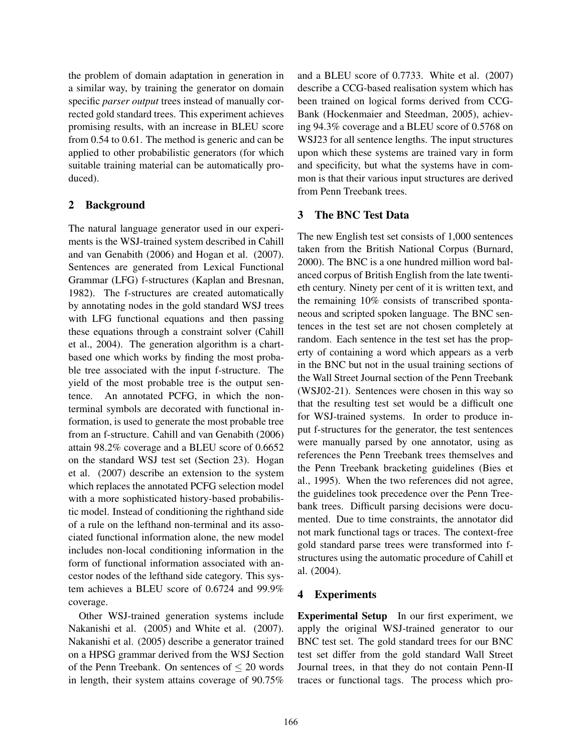the problem of domain adaptation in generation in a similar way, by training the generator on domain specific *parser output* trees instead of manually corrected gold standard trees. This experiment achieves promising results, with an increase in BLEU score from 0.54 to 0.61. The method is generic and can be applied to other probabilistic generators (for which suitable training material can be automatically produced).

## 2 Background

The natural language generator used in our experiments is the WSJ-trained system described in Cahill and van Genabith (2006) and Hogan et al. (2007). Sentences are generated from Lexical Functional Grammar (LFG) f-structures (Kaplan and Bresnan, 1982). The f-structures are created automatically by annotating nodes in the gold standard WSJ trees with LFG functional equations and then passing these equations through a constraint solver (Cahill et al., 2004). The generation algorithm is a chart-based one which works by finding the most probable tree associated with the input f-structure. The yield of the most probable tree is the output sentence. An annotated PCFG, in which the non-terminal symbols are decorated with functional information, is used to generate the most probable tree from an f-structure. Cahill and van Genabith (2006) attain 98.2% coverage and a BLEU score of 0.6652 on the standard WSJ test set (Section 23). Hogan et al. (2007) describe an extension to the system which replaces the annotated PCFG selection model with a more sophisticated history-based probabilistic model. Instead of conditioning the righthand side of a rule on the lefthand non-terminal and its associated functional information alone, the new model includes non-local conditioning information in the form of functional information associated with ancestor nodes of the lefthand side category. This system achieves a BLEU score of 0.6724 and 99.9% coverage.

Other WSJ-trained generation systems include Nakanishi et al. (2005) and White et al. (2007). Nakanishi et al. (2005) describe a generator trained on a HPSG grammar derived from the WSJ Section of the Penn Treebank. On sentences of $\leq 20$ words in length, their system attains coverage of 90.75% and a BLEU score of 0.7733. White et al. (2007) describe a CCG-based realisation system which has been trained on logical forms derived from CCG-Bank (Hockenmaier and Steedman, 2005), achieving 94.3% coverage and a BLEU score of 0.5768 on WSJ23 for all sentence lengths. The input structures upon which these systems are trained vary in form and specificity, but what the systems have in common is that their various input structures are derived from Penn Treebank trees.

## 3 The BNC Test Data

The new English test set consists of 1,000 sentences taken from the British National Corpus (Burnard, 2000). The BNC is a one hundred million word balanced corpus of British English from the late twentieth century. Ninety per cent of it is written text, and the remaining 10% consists of transcribed spontaneous and scripted spoken language. The BNC sentences in the test set are not chosen completely at random. Each sentence in the test set has the property of containing a word which appears as a verb in the BNC but not in the usual training sections of the Wall Street Journal section of the Penn Treebank (WSJ02-21). Sentences were chosen in this way so that the resulting test set would be a difficult one for WSJ-trained systems. In order to produce input f-structures for the generator, the test sentences were manually parsed by one annotator, using as references the Penn Treebank trees themselves and the Penn Treebank bracketing guidelines (Bies et al., 1995). When the two references did not agree, the guidelines took precedence over the Penn Treebank trees. Difficult parsing decisions were documented. Due to time constraints, the annotator did not mark functional tags or traces. The context-free gold standard parse trees were transformed into f-structures using the automatic procedure of Cahill et al. (2004).

## 4 Experiments

**Experimental Setup** In our first experiment, we apply the original WSJ-trained generator to our BNC test set. The gold standard trees for our BNC test set differ from the gold standard Wall Street Journal trees, in that they do not contain Penn-II traces or functional tags. The process which pro-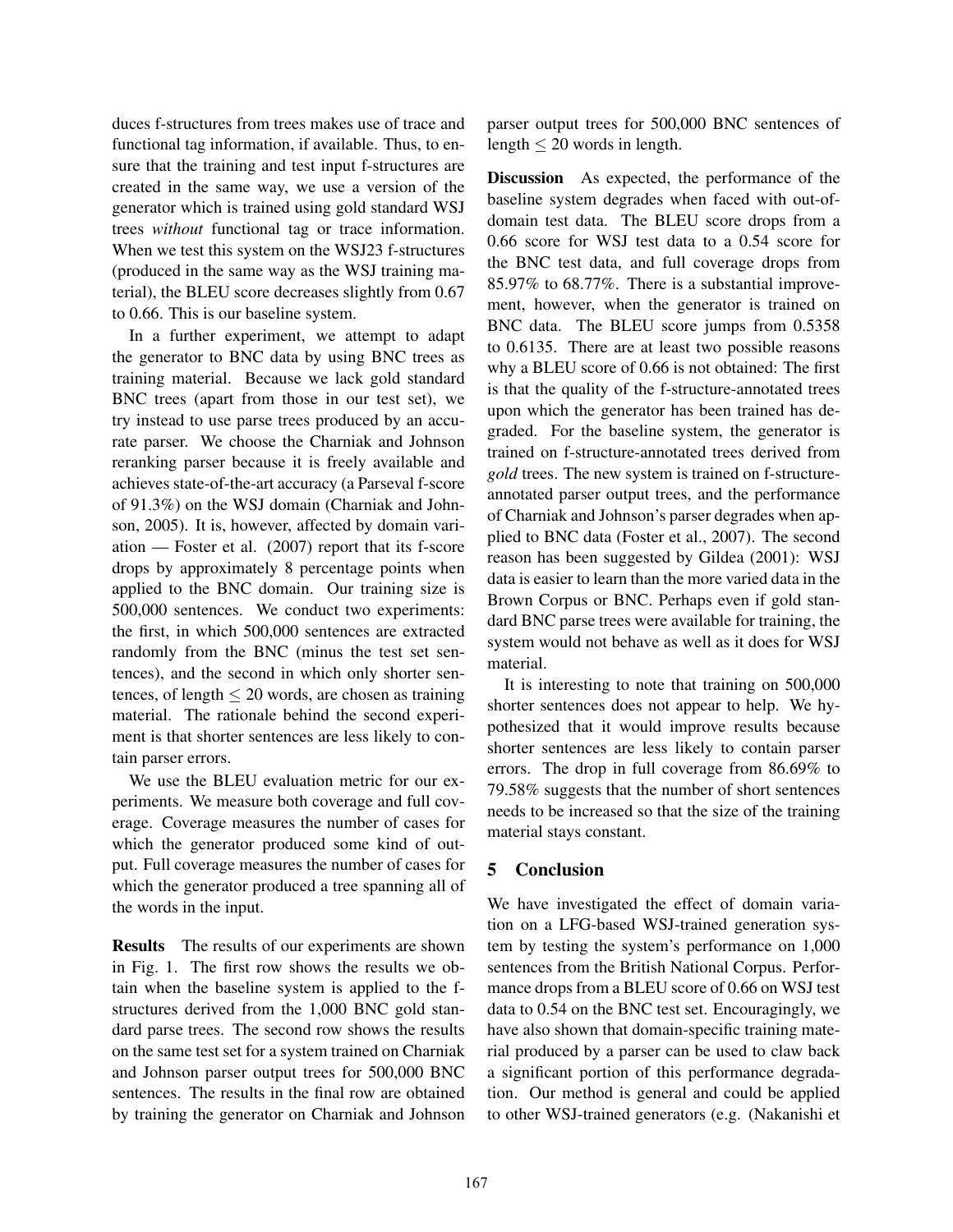duces f-structures from trees makes use of trace and functional tag information, if available. Thus, to ensure that the training and test input f-structures are created in the same way, we use a version of the generator which is trained using gold standard WSJ trees *without* functional tag or trace information. When we test this system on the WSJ23 f-structures (produced in the same way as the WSJ training material), the BLEU score decreases slightly from 0.67 to 0.66. This is our baseline system.

In a further experiment, we attempt to adapt the generator to BNC data by using BNC trees as training material. Because we lack gold standard BNC trees (apart from those in our test set), we try instead to use parse trees produced by an accurate parser. We choose the Charniak and Johnson reranking parser because it is freely available and achieves state-of-the-art accuracy (a Parseval f-score of 91.3%) on the WSJ domain (Charniak and Johnson, 2005). It is, however, affected by domain variation — Foster et al. (2007) report that its f-score drops by approximately 8 percentage points when applied to the BNC domain. Our training size is 500,000 sentences. We conduct two experiments: the first, in which 500,000 sentences are extracted randomly from the BNC (minus the test set sentences), and the second in which only shorter sentences, of length $\leq 20$ words, are chosen as training material. The rationale behind the second experiment is that shorter sentences are less likely to contain parser errors.

We use the BLEU evaluation metric for our experiments. We measure both coverage and full coverage. Coverage measures the number of cases for which the generator produced some kind of output. Full coverage measures the number of cases for which the generator produced a tree spanning all of the words in the input.

**Results** The results of our experiments are shown in Fig. 1. The first row shows the results we obtain when the baseline system is applied to the f-structures derived from the 1,000 BNC gold standard parse trees. The second row shows the results on the same test set for a system trained on Charniak and Johnson parser output trees for 500,000 BNC sentences. The results in the final row are obtained by training the generator on Charniak and Johnson parser output trees for 500,000 BNC sentences of length $\leq 20$ words in length.

**Discussion** As expected, the performance of the baseline system degrades when faced with out-of-domain test data. The BLEU score drops from a 0.66 score for WSJ test data to a 0.54 score for the BNC test data, and full coverage drops from 85.97% to 68.77%. There is a substantial improvement, however, when the generator is trained on BNC data. The BLEU score jumps from 0.5358 to 0.6135. There are at least two possible reasons why a BLEU score of 0.66 is not obtained: The first is that the quality of the f-structure-annotated trees upon which the generator has been trained has degraded. For the baseline system, the generator is trained on f-structure-annotated trees derived from *gold* trees. The new system is trained on f-structure-annotated parser output trees, and the performance of Charniak and Johnson's parser degrades when applied to BNC data (Foster et al., 2007). The second reason has been suggested by Gildea (2001): WSJ data is easier to learn than the more varied data in the Brown Corpus or BNC. Perhaps even if gold standard BNC parse trees were available for training, the system would not behave as well as it does for WSJ material.

It is interesting to note that training on 500,000 shorter sentences does not appear to help. We hypothesized that it would improve results because shorter sentences are less likely to contain parser errors. The drop in full coverage from 86.69% to 79.58% suggests that the number of short sentences needs to be increased so that the size of the training material stays constant.

## 5 Conclusion

We have investigated the effect of domain variation on a LFG-based WSJ-trained generation system by testing the system's performance on 1,000 sentences from the British National Corpus. Performance drops from a BLEU score of 0.66 on WSJ test data to 0.54 on the BNC test set. Encouragingly, we have also shown that domain-specific training material produced by a parser can be used to claw back a significant portion of this performance degradation. Our method is general and could be applied to other WSJ-trained generators (e.g. (Nakanishi et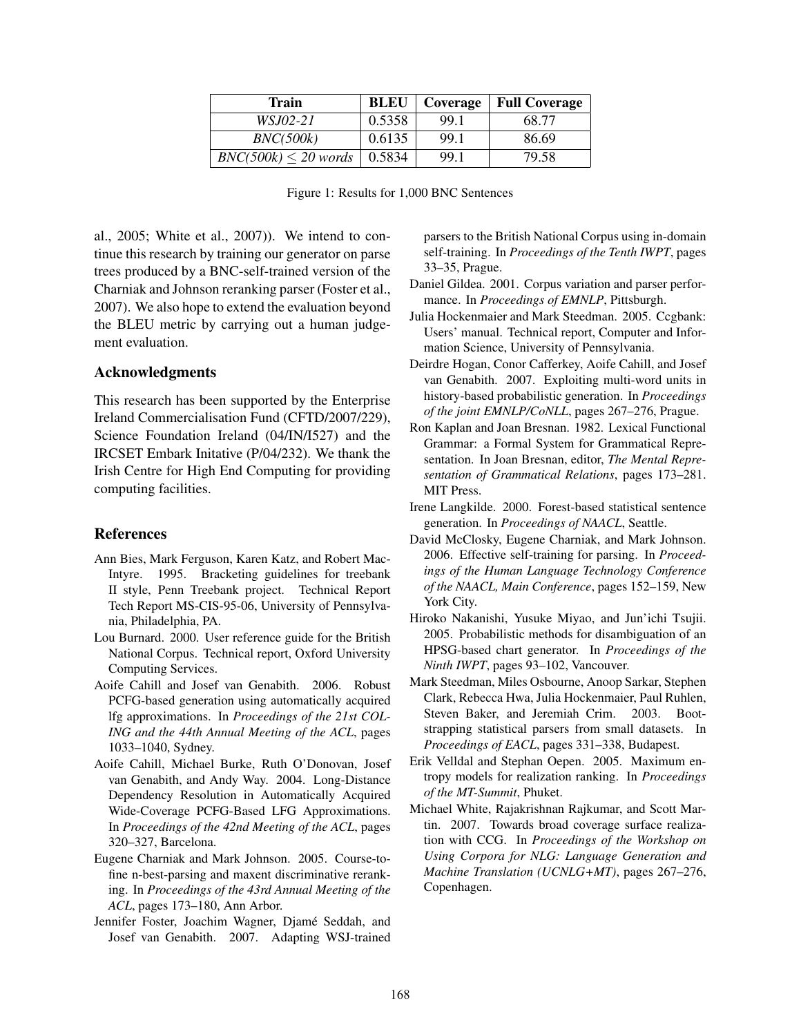| Train | BLEU | Coverage | Full Coverage |
| --- | --- | --- | --- |
| *WSJ02-21* | 0.5358 | 99.1 | 68.77 |
| *BNC(500k)* | 0.6135 | 99.1 | 86.69 |
| *BNC(500k)* $\leq$ *20 words* | 0.5834 | 99.1 | 79.58 |

Figure 1: Results for 1,000 BNC Sentences

al., 2005; White et al., 2007)). We intend to continue this research by training our generator on parse trees produced by a BNC-self-trained version of the Charniak and Johnson reranking parser (Foster et al., 2007). We also hope to extend the evaluation beyond the BLEU metric by carrying out a human judgement evaluation.

## Acknowledgments

This research has been supported by the Enterprise Ireland Commercialisation Fund (CFTD/2007/229), Science Foundation Ireland (04/IN/I527) and the IRCSET Embark Initative (P/04/232). We thank the Irish Centre for High End Computing for providing computing facilities.

## References

Ann Bies, Mark Ferguson, Karen Katz, and Robert MacIntyre. 1995. Bracketing guidelines for treebank II style, Penn Treebank project. Technical Report Tech Report MS-CIS-95-06, University of Pennsylvania, Philadelphia, PA.

Lou Burnard. 2000. User reference guide for the British National Corpus. Technical report, Oxford University Computing Services.

Aoife Cahill and Josef van Genabith. 2006. Robust PCFG-based generation using automatically acquired lfg approximations. In *Proceedings of the 21st COLING and the 44th Annual Meeting of the ACL*, pages 1033–1040, Sydney.

Aoife Cahill, Michael Burke, Ruth O'Donovan, Josef van Genabith, and Andy Way. 2004. Long-Distance Dependency Resolution in Automatically Acquired Wide-Coverage PCFG-Based LFG Approximations. In *Proceedings of the 42nd Meeting of the ACL*, pages 320–327, Barcelona.

Eugene Charniak and Mark Johnson. 2005. Course-to-fine n-best-parsing and maxent discriminative reranking. In *Proceedings of the 43rd Annual Meeting of the ACL*, pages 173–180, Ann Arbor.

Jennifer Foster, Joachim Wagner, Djamé Seddah, and Josef van Genabith. 2007. Adapting WSJ-trained parsers to the British National Corpus using in-domain self-training. In *Proceedings of the Tenth IWPT*, pages 33–35, Prague.

Daniel Gildea. 2001. Corpus variation and parser performance. In *Proceedings of EMNLP*, Pittsburgh.

Julia Hockenmaier and Mark Steedman. 2005. Ccgbank: Users' manual. Technical report, Computer and Information Science, University of Pennsylvania.

Deirdre Hogan, Conor Cafferkey, Aoife Cahill, and Josef van Genabith. 2007. Exploiting multi-word units in history-based probabilistic generation. In *Proceedings of the joint EMNLP/CoNLL*, pages 267–276, Prague.

Ron Kaplan and Joan Bresnan. 1982. Lexical Functional Grammar: a Formal System for Grammatical Representation. In Joan Bresnan, editor, *The Mental Representation of Grammatical Relations*, pages 173–281. MIT Press.

Irene Langkilde. 2000. Forest-based statistical sentence generation. In *Proceedings of NAACL*, Seattle.

David McClosky, Eugene Charniak, and Mark Johnson. 2006. Effective self-training for parsing. In *Proceedings of the Human Language Technology Conference of the NAACL, Main Conference*, pages 152–159, New York City.

Hiroko Nakanishi, Yusuke Miyao, and Jun'ichi Tsujii. 2005. Probabilistic methods for disambiguation of an HPSG-based chart generator. In *Proceedings of the Ninth IWPT*, pages 93–102, Vancouver.

Mark Steedman, Miles Osbourne, Anoop Sarkar, Stephen Clark, Rebecca Hwa, Julia Hockenmaier, Paul Ruhlen, Steven Baker, and Jeremiah Crim. 2003. Bootstrapping statistical parsers from small datasets. In *Proceedings of EACL*, pages 331–338, Budapest.

Erik Velldal and Stephan Oepen. 2005. Maximum entropy models for realization ranking. In *Proceedings of the MT-Summit*, Phuket.

Michael White, Rajakrishnan Rajkumar, and Scott Martin. 2007. Towards broad coverage surface realization with CCG. In *Proceedings of the Workshop on Using Corpora for NLG: Language Generation and Machine Translation (UCNLG+MT)*, pages 267–276, Copenhagen.